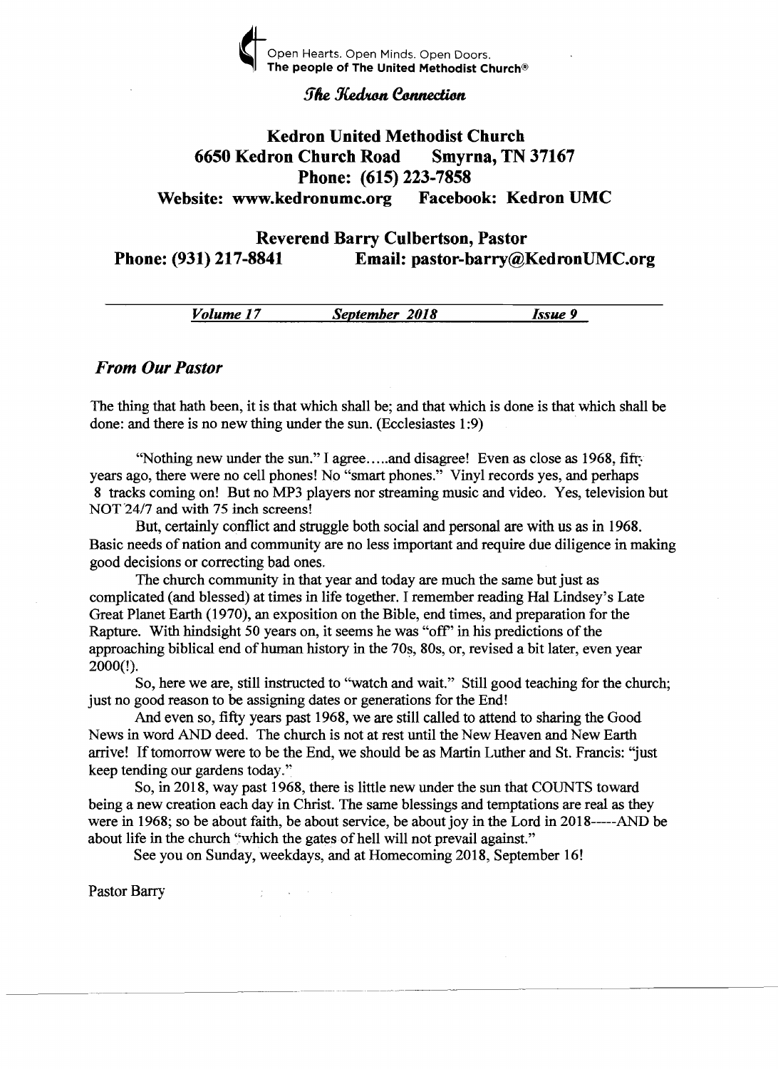Open Hearts. Open Minds. Open Doors.
**The people of The United Methodist Church®**

*The Kedron Connection*

# Kedron United Methodist Church

**6650 Kedron Church Road Smyrna, TN 37167**
**Phone: (615) 223-7858**
**Website: www.kedronumc.org Facebook: Kedron UMC**

**Reverend Barry Culbertson, Pastor**
**Phone: (931) 217-8841 Email: pastor-barry@KedronUMC.org**

***Volume 17*** ***September 2018*** ***Issue 9***

## *From Our Pastor*

The thing that hath been, it is that which shall be; and that which is done is that which shall be done: and there is no new thing under the sun. (Ecclesiastes 1:9)

"Nothing new under the sun." I agree…..and disagree! Even as close as 1968, fifty years ago, there were no cell phones! No "smart phones." Vinyl records yes, and perhaps 8 tracks coming on! But no MP3 players nor streaming music and video. Yes, television but NOT 24/7 and with 75 inch screens!

But, certainly conflict and struggle both social and personal are with us as in 1968. Basic needs of nation and community are no less important and require due diligence in making good decisions or correcting bad ones.

The church community in that year and today are much the same but just as complicated (and blessed) at times in life together. I remember reading Hal Lindsey's Late Great Planet Earth (1970), an exposition on the Bible, end times, and preparation for the Rapture. With hindsight 50 years on, it seems he was "off" in his predictions of the approaching biblical end of human history in the 70s, 80s, or, revised a bit later, even year 2000(!).

So, here we are, still instructed to "watch and wait." Still good teaching for the church; just no good reason to be assigning dates or generations for the End!

And even so, fifty years past 1968, we are still called to attend to sharing the Good News in word AND deed. The church is not at rest until the New Heaven and New Earth arrive! If tomorrow were to be the End, we should be as Martin Luther and St. Francis: "just keep tending our gardens today."

So, in 2018, way past 1968, there is little new under the sun that COUNTS toward being a new creation each day in Christ. The same blessings and temptations are real as they were in 1968; so be about faith, be about service, be about joy in the Lord in 2018-----AND be about life in the church "which the gates of hell will not prevail against."

See you on Sunday, weekdays, and at Homecoming 2018, September 16!

Pastor Barry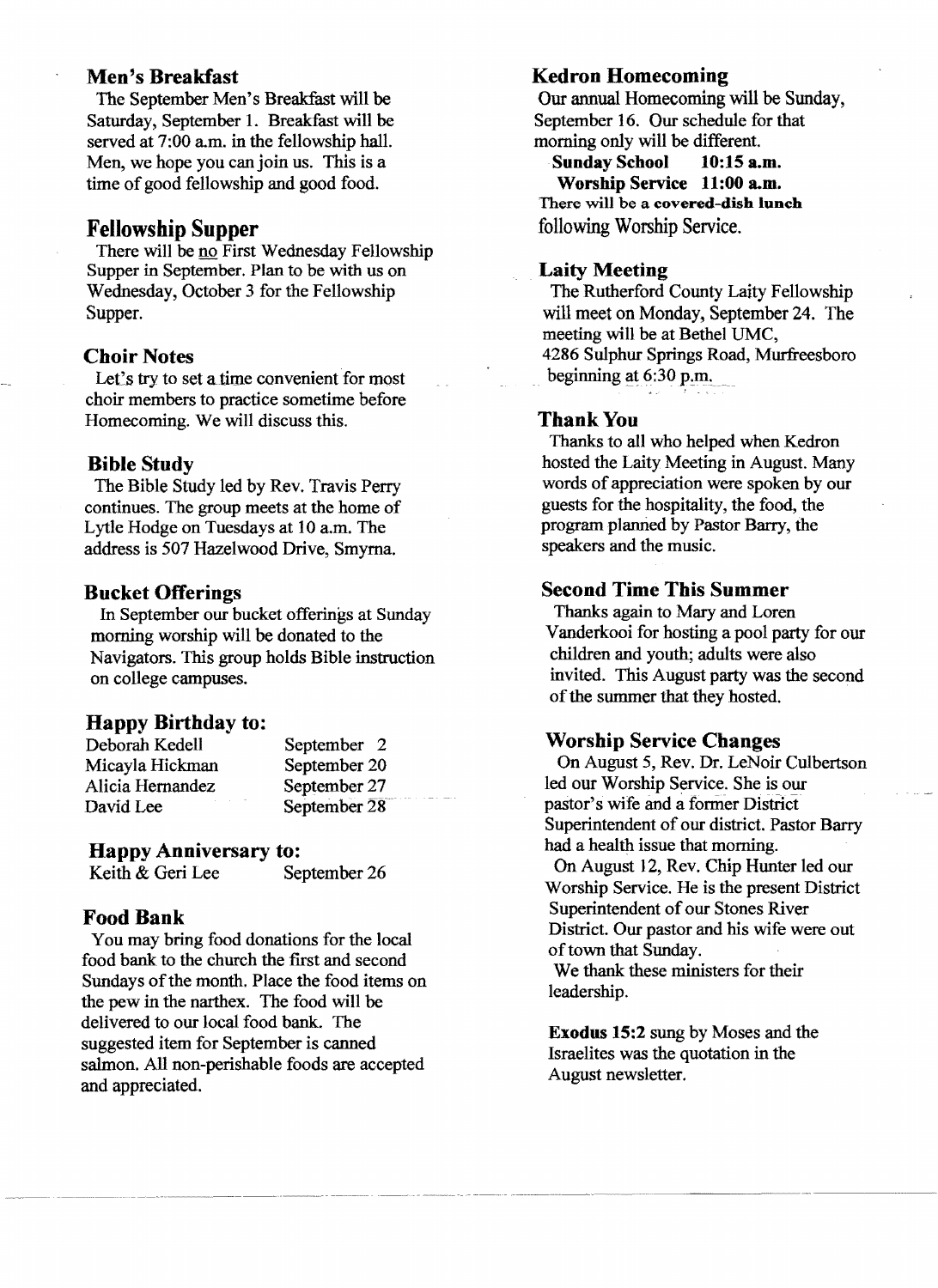## Men's Breakfast

The September Men's Breakfast will be Saturday, September 1. Breakfast will be served at 7:00 a.m. in the fellowship hall. Men, we hope you can join us. This is a time of good fellowship and good food.

## Fellowship Supper

There will be no First Wednesday Fellowship Supper in September. Plan to be with us on Wednesday, October 3 for the Fellowship Supper.

## Choir Notes

Let's try to set a time convenient for most choir members to practice sometime before Homecoming. We will discuss this.

## Bible Study

The Bible Study led by Rev. Travis Perry continues. The group meets at the home of Lytle Hodge on Tuesdays at 10 a.m. The address is 507 Hazelwood Drive, Smyrna.

## Bucket Offerings

In September our bucket offerings at Sunday morning worship will be donated to the Navigators. This group holds Bible instruction on college campuses.

## Happy Birthday to:

| | |
|---|---|
| Deborah Kedell | September 2 |
| Micayla Hickman | September 20 |
| Alicia Hernandez | September 27 |
| David Lee | September 28 |

## Happy Anniversary to:

| | |
|---|---|
| Keith & Geri Lee | September 26 |

## Food Bank

You may bring food donations for the local food bank to the church the first and second Sundays of the month. Place the food items on the pew in the narthex. The food will be delivered to our local food bank. The suggested item for September is canned salmon. All non-perishable foods are accepted and appreciated.

## Kedron Homecoming

Our annual Homecoming will be Sunday, September 16. Our schedule for that morning only will be different.

**Sunday School 10:15 a.m.**
**Worship Service 11:00 a.m.**

There will be a **covered-dish lunch** following Worship Service.

## Laity Meeting

The Rutherford County Laity Fellowship will meet on Monday, September 24. The meeting will be at Bethel UMC, 4286 Sulphur Springs Road, Murfreesboro beginning at 6:30 p.m.

## Thank You

Thanks to all who helped when Kedron hosted the Laity Meeting in August. Many words of appreciation were spoken by our guests for the hospitality, the food, the program planned by Pastor Barry, the speakers and the music.

## Second Time This Summer

Thanks again to Mary and Loren Vanderkooi for hosting a pool party for our children and youth; adults were also invited. This August party was the second of the summer that they hosted.

## Worship Service Changes

On August 5, Rev. Dr. LeNoir Culbertson led our Worship Service. She is our pastor's wife and a former District Superintendent of our district. Pastor Barry had a health issue that morning.

On August 12, Rev. Chip Hunter led our Worship Service. He is the present District Superintendent of our Stones River District. Our pastor and his wife were out of town that Sunday.

We thank these ministers for their leadership.

**Exodus 15:2** sung by Moses and the Israelites was the quotation in the August newsletter.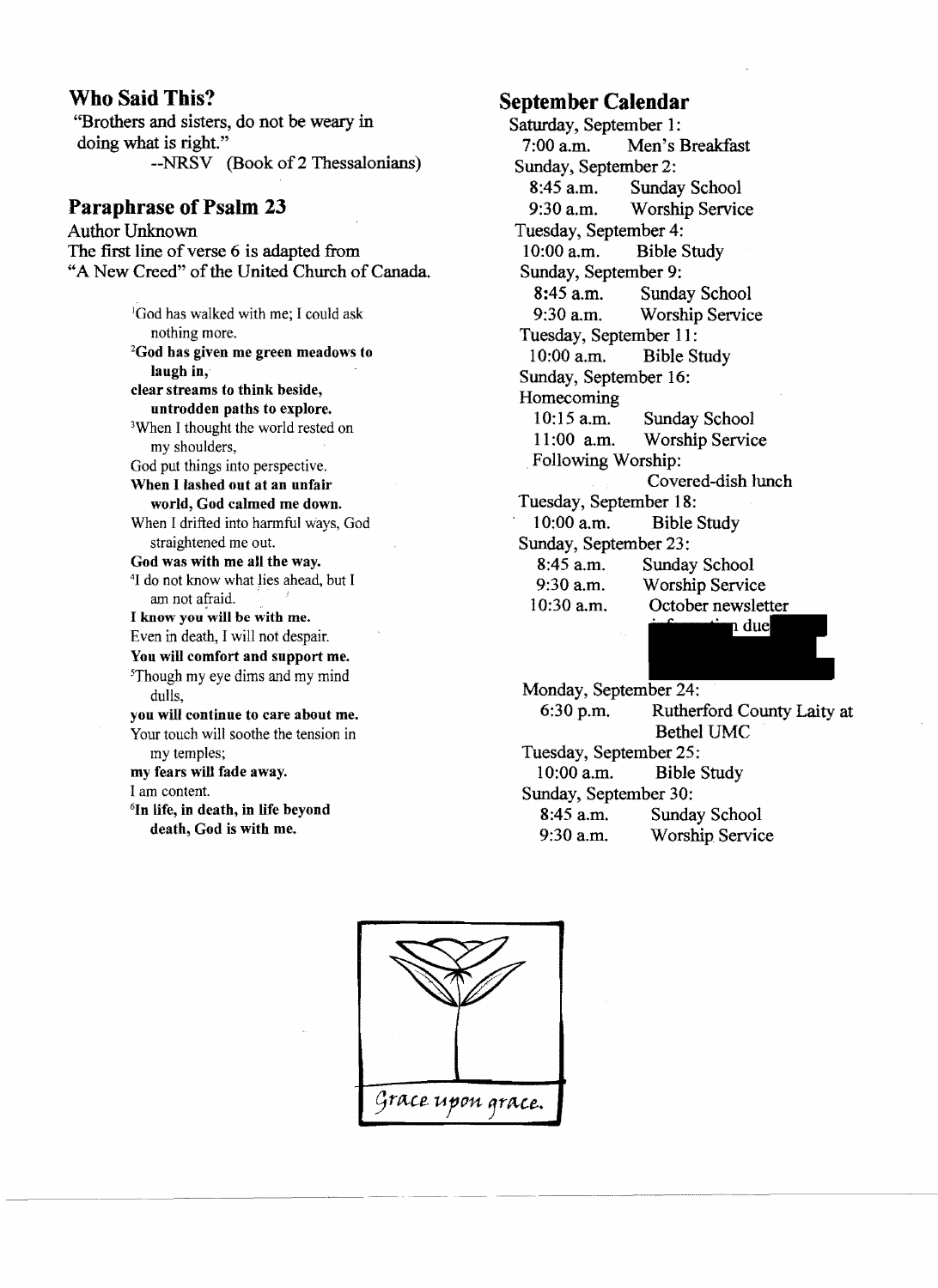## Who Said This?

"Brothers and sisters, do not be weary in doing what is right."

--NRSV (Book of 2 Thessalonians)

## Paraphrase of Psalm 23

Author Unknown

The first line of verse 6 is adapted from "A New Creed" of the United Church of Canada.

[1]God has walked with me; I could ask nothing more.

**[2]God has given me green meadows to laugh in,**
**clear streams to think beside,**
**untrodden paths to explore.**

[3]When I thought the world rested on my shoulders,
God put things into perspective.

**When I lashed out at an unfair world, God calmed me down.**

When I drifted into harmful ways, God straightened me out.

**God was with me all the way.**

[4]I do not know what lies ahead, but I am not afraid.

**I know you will be with me.**

Even in death, I will not despair.

**You will comfort and support me.**

[5]Though my eye dims and my mind dulls,

**you will continue to care about me.**

Your touch will soothe the tension in my temples;

**my fears will fade away.**

I am content.

**[6]In life, in death, in life beyond death, God is with me.**

## September Calendar

Saturday, September 1:
- 7:00 a.m. Men's Breakfast

Sunday, September 2:
- 8:45 a.m. Sunday School
- 9:30 a.m. Worship Service

Tuesday, September 4:
- 10:00 a.m. Bible Study

Sunday, September 9:
- 8:45 a.m. Sunday School
- 9:30 a.m. Worship Service

Tuesday, September 11:
- 10:00 a.m. Bible Study

Sunday, September 16:
Homecoming
- 10:15 a.m. Sunday School
- 11:00 a.m. Worship Service
- Following Worship: Covered-dish lunch

Tuesday, September 18:
- 10:00 a.m. Bible Study

Sunday, September 23:
- 8:45 a.m. Sunday School
- 9:30 a.m. Worship Service
- 10:30 a.m. October newsletter information due

Monday, September 24:
- 6:30 p.m. Rutherford County Laity at Bethel UMC

Tuesday, September 25:
- 10:00 a.m. Bible Study

Sunday, September 30:
- 8:45 a.m. Sunday School
- 9:30 a.m. Worship Service

Grace upon grace.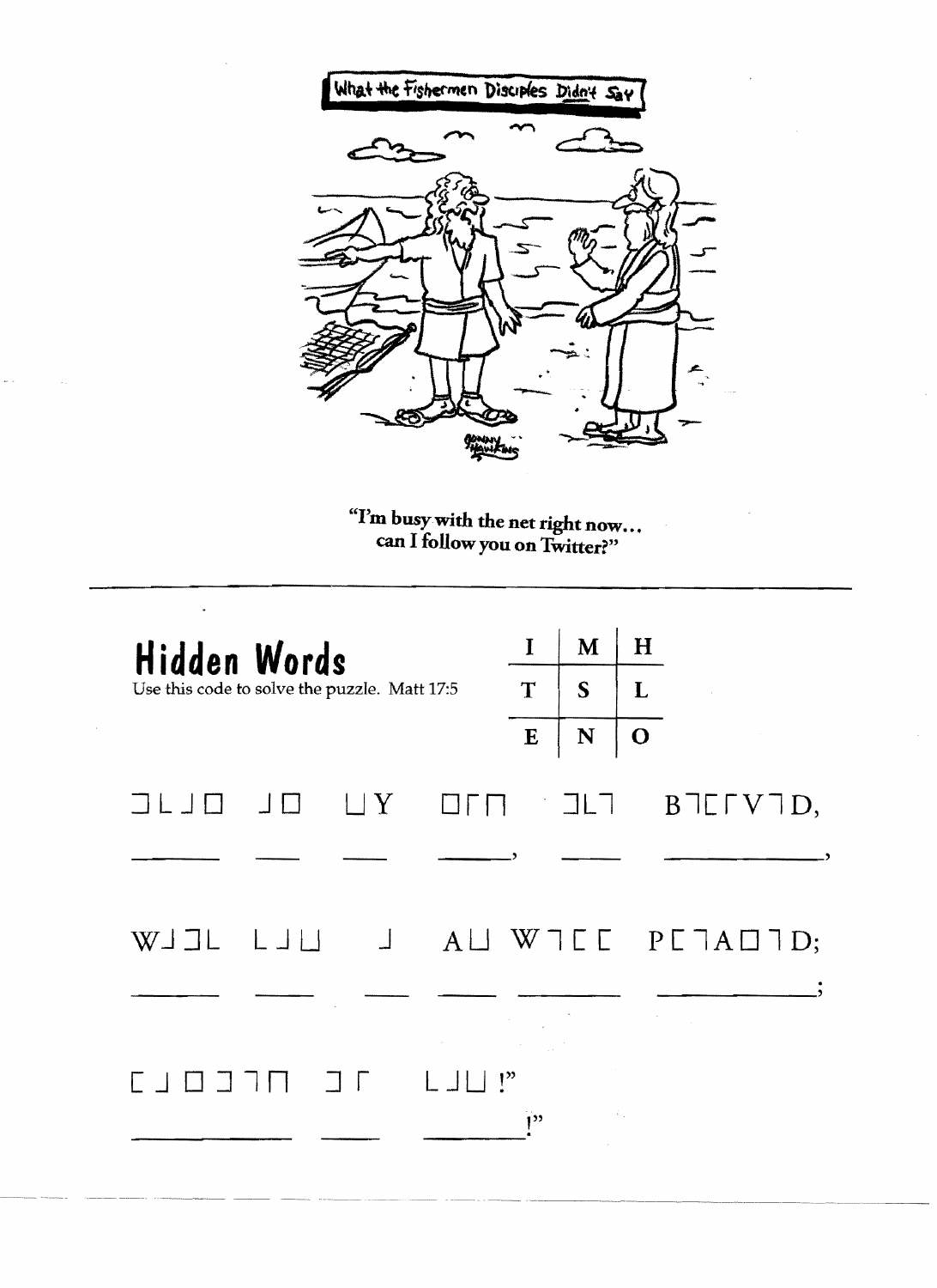What the Fishermen Disciples Didn't Say

"I'm busy with the net right now...
can I follow you on Twitter?"

---

## Hidden Words

Use this code to solve the puzzle. Matt 17:5

| | | |
|---|---|---|
| I | M | H |
| T | S | L |
| E | N | O |

⊐L⊐□ ⊐□ ⊔Y □⌈⊓ ⊐L⌉ B⌉⊏⌈V⌉D,

_______ ____ ____ _______, _____ ______________,

W⊐⊐L L⊐⊔ ⊐ A⊔ W⌉⊏⊏ P⊏⌉A□⌉D;

_______ ______ ____ _____ ________ ___________;

⊏⊐□⊐⌉⊓ ⊐⌈ L⊐⊔!"

____________ _____ ________!"